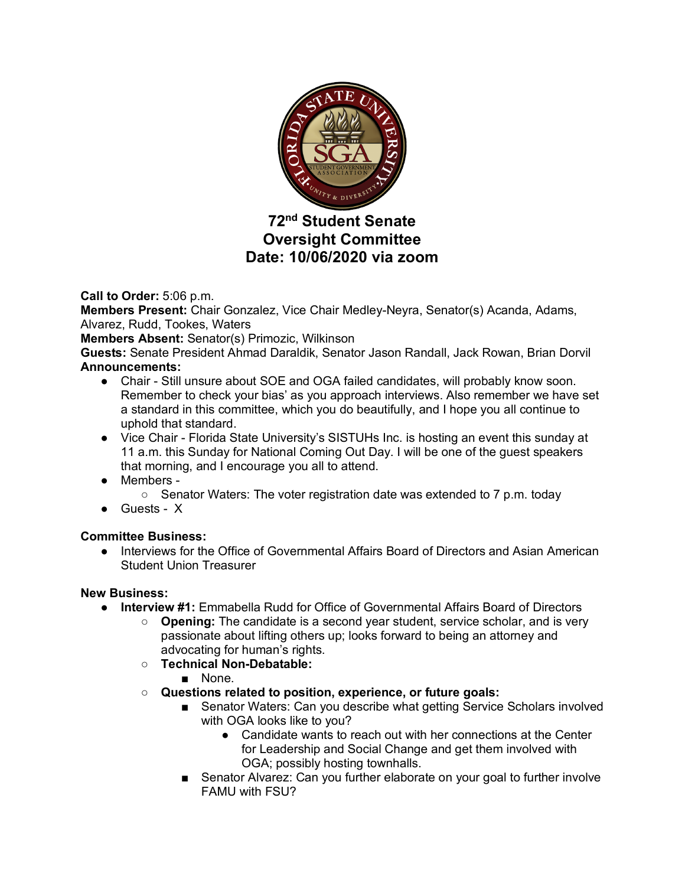# 72[nd] Student Senate
# Oversight Committee
# Date: 10/06/2020 via zoom

**Call to Order:** 5:06 p.m.
**Members Present:** Chair Gonzalez, Vice Chair Medley-Neyra, Senator(s) Acanda, Adams, Alvarez, Rudd, Tookes, Waters
**Members Absent:** Senator(s) Primozic, Wilkinson
**Guests:** Senate President Ahmad Daraldik, Senator Jason Randall, Jack Rowan, Brian Dorvil
**Announcements:**

- Chair - Still unsure about SOE and OGA failed candidates, will probably know soon. Remember to check your bias' as you approach interviews. Also remember we have set a standard in this committee, which you do beautifully, and I hope you all continue to uphold that standard.
- Vice Chair - Florida State University's SISTUHs Inc. is hosting an event this sunday at 11 a.m. this Sunday for National Coming Out Day. I will be one of the guest speakers that morning, and I encourage you all to attend.
- Members -
  - Senator Waters: The voter registration date was extended to 7 p.m. today
- Guests - X

**Committee Business:**

- Interviews for the Office of Governmental Affairs Board of Directors and Asian American Student Union Treasurer

**New Business:**

- **Interview #1:** Emmabella Rudd for Office of Governmental Affairs Board of Directors
  - **Opening:** The candidate is a second year student, service scholar, and is very passionate about lifting others up; looks forward to being an attorney and advocating for human's rights.
  - **Technical Non-Debatable:**
    - None.
  - **Questions related to position, experience, or future goals:**
    - Senator Waters: Can you describe what getting Service Scholars involved with OGA looks like to you?
      - Candidate wants to reach out with her connections at the Center for Leadership and Social Change and get them involved with OGA; possibly hosting townhalls.
    - Senator Alvarez: Can you further elaborate on your goal to further involve FAMU with FSU?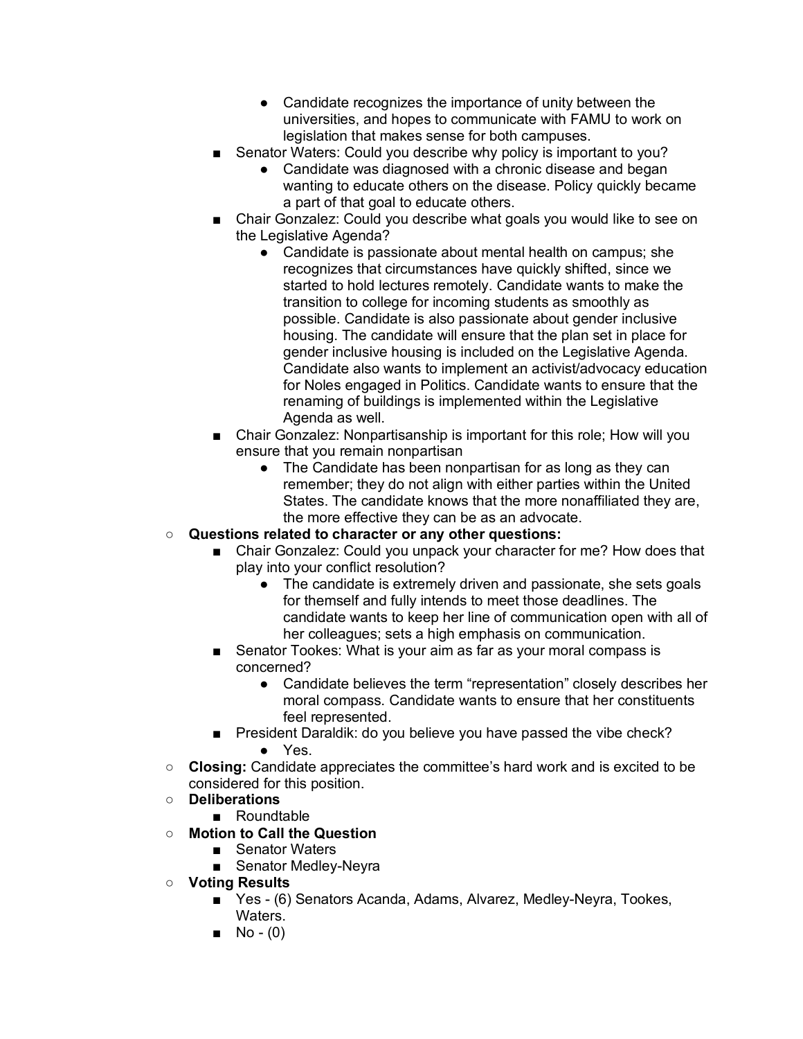- Candidate recognizes the importance of unity between the universities, and hopes to communicate with FAMU to work on legislation that makes sense for both campuses.
    - Senator Waters: Could you describe why policy is important to you?
        - Candidate was diagnosed with a chronic disease and began wanting to educate others on the disease. Policy quickly became a part of that goal to educate others.
    - Chair Gonzalez: Could you describe what goals you would like to see on the Legislative Agenda?
        - Candidate is passionate about mental health on campus; she recognizes that circumstances have quickly shifted, since we started to hold lectures remotely. Candidate wants to make the transition to college for incoming students as smoothly as possible. Candidate is also passionate about gender inclusive housing. The candidate will ensure that the plan set in place for gender inclusive housing is included on the Legislative Agenda. Candidate also wants to implement an activist/advocacy education for Noles engaged in Politics. Candidate wants to ensure that the renaming of buildings is implemented within the Legislative Agenda as well.
    - Chair Gonzalez: Nonpartisanship is important for this role; How will you ensure that you remain nonpartisan
        - The Candidate has been nonpartisan for as long as they can remember; they do not align with either parties within the United States. The candidate knows that the more nonaffiliated they are, the more effective they can be as an advocate.
- **Questions related to character or any other questions:**
    - Chair Gonzalez: Could you unpack your character for me? How does that play into your conflict resolution?
        - The candidate is extremely driven and passionate, she sets goals for themself and fully intends to meet those deadlines. The candidate wants to keep her line of communication open with all of her colleagues; sets a high emphasis on communication.
    - Senator Tookes: What is your aim as far as your moral compass is concerned?
        - Candidate believes the term "representation" closely describes her moral compass. Candidate wants to ensure that her constituents feel represented.
    - President Daraldik: do you believe you have passed the vibe check?
        - Yes.
- **Closing:** Candidate appreciates the committee's hard work and is excited to be considered for this position.
- **Deliberations**
    - Roundtable
- **Motion to Call the Question**
    - Senator Waters
    - Senator Medley-Neyra
- **Voting Results**
    - Yes - (6) Senators Acanda, Adams, Alvarez, Medley-Neyra, Tookes, Waters.
    - No - (0)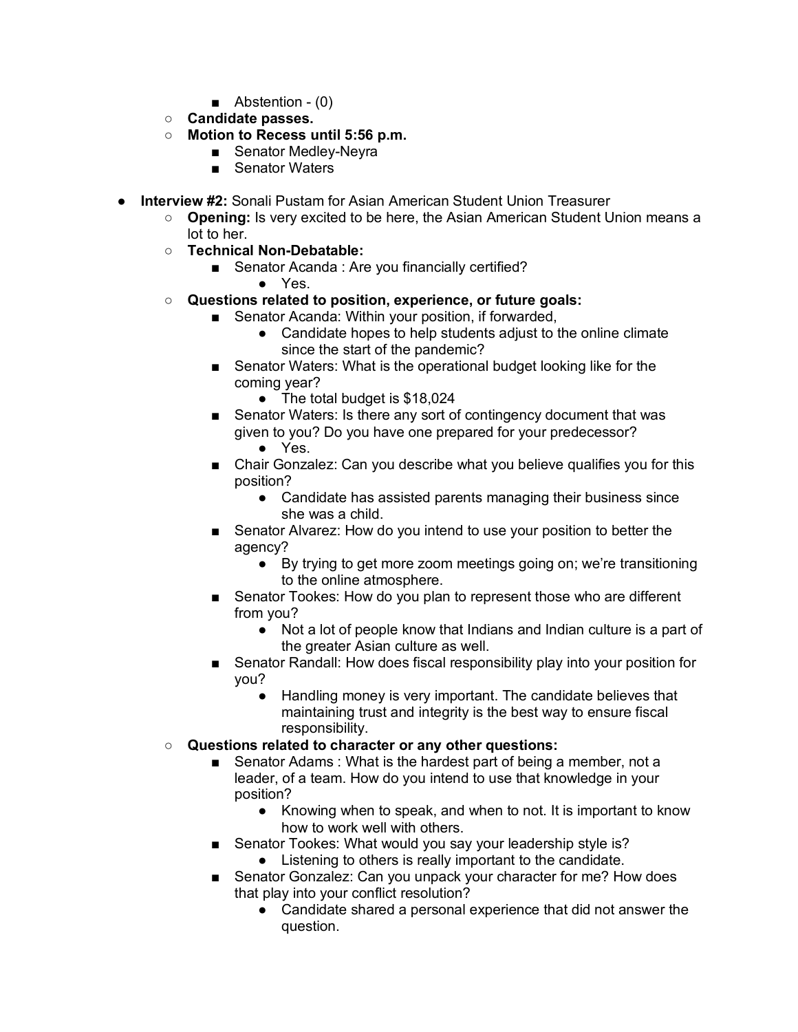- Abstention - (0)
    - **Candidate passes.**
    - **Motion to Recess until 5:56 p.m.**
        - Senator Medley-Neyra
        - Senator Waters

- **Interview #2:** Sonali Pustam for Asian American Student Union Treasurer
    - **Opening:** Is very excited to be here, the Asian American Student Union means a lot to her.
    - **Technical Non-Debatable:**
        - Senator Acanda : Are you financially certified?
            - Yes.
    - **Questions related to position, experience, or future goals:**
        - Senator Acanda: Within your position, if forwarded,
            - Candidate hopes to help students adjust to the online climate since the start of the pandemic?
        - Senator Waters: What is the operational budget looking like for the coming year?
            - The total budget is $18,024
        - Senator Waters: Is there any sort of contingency document that was given to you? Do you have one prepared for your predecessor?
            - Yes.
        - Chair Gonzalez: Can you describe what you believe qualifies you for this position?
            - Candidate has assisted parents managing their business since she was a child.
        - Senator Alvarez: How do you intend to use your position to better the agency?
            - By trying to get more zoom meetings going on; we're transitioning to the online atmosphere.
        - Senator Tookes: How do you plan to represent those who are different from you?
            - Not a lot of people know that Indians and Indian culture is a part of the greater Asian culture as well.
        - Senator Randall: How does fiscal responsibility play into your position for you?
            - Handling money is very important. The candidate believes that maintaining trust and integrity is the best way to ensure fiscal responsibility.
    - **Questions related to character or any other questions:**
        - Senator Adams : What is the hardest part of being a member, not a leader, of a team. How do you intend to use that knowledge in your position?
            - Knowing when to speak, and when to not. It is important to know how to work well with others.
        - Senator Tookes: What would you say your leadership style is?
            - Listening to others is really important to the candidate.
        - Senator Gonzalez: Can you unpack your character for me? How does that play into your conflict resolution?
            - Candidate shared a personal experience that did not answer the question.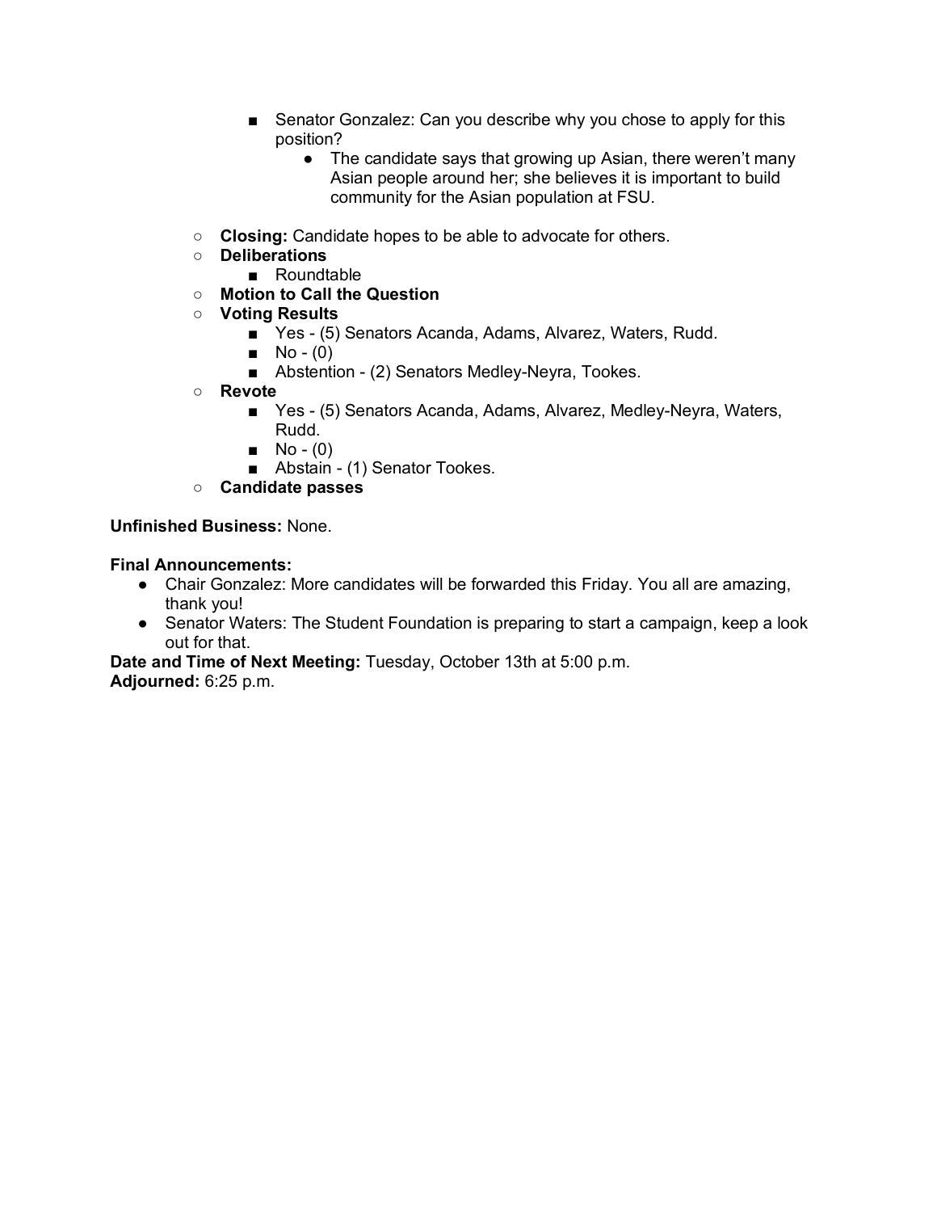- Senator Gonzalez: Can you describe why you chose to apply for this position?
  - The candidate says that growing up Asian, there weren't many Asian people around her; she believes it is important to build community for the Asian population at FSU.

- **Closing:** Candidate hopes to be able to advocate for others.
- **Deliberations**
  - Roundtable
- **Motion to Call the Question**
- **Voting Results**
  - Yes - (5) Senators Acanda, Adams, Alvarez, Waters, Rudd.
  - No - (0)
  - Abstention - (2) Senators Medley-Neyra, Tookes.
- **Revote**
  - Yes - (5) Senators Acanda, Adams, Alvarez, Medley-Neyra, Waters, Rudd.
  - No - (0)
  - Abstain - (1) Senator Tookes.
- **Candidate passes**

**Unfinished Business:** None.

**Final Announcements:**

- Chair Gonzalez: More candidates will be forwarded this Friday. You all are amazing, thank you!
- Senator Waters: The Student Foundation is preparing to start a campaign, keep a look out for that.

**Date and Time of Next Meeting:** Tuesday, October 13th at 5:00 p.m.
**Adjourned:** 6:25 p.m.